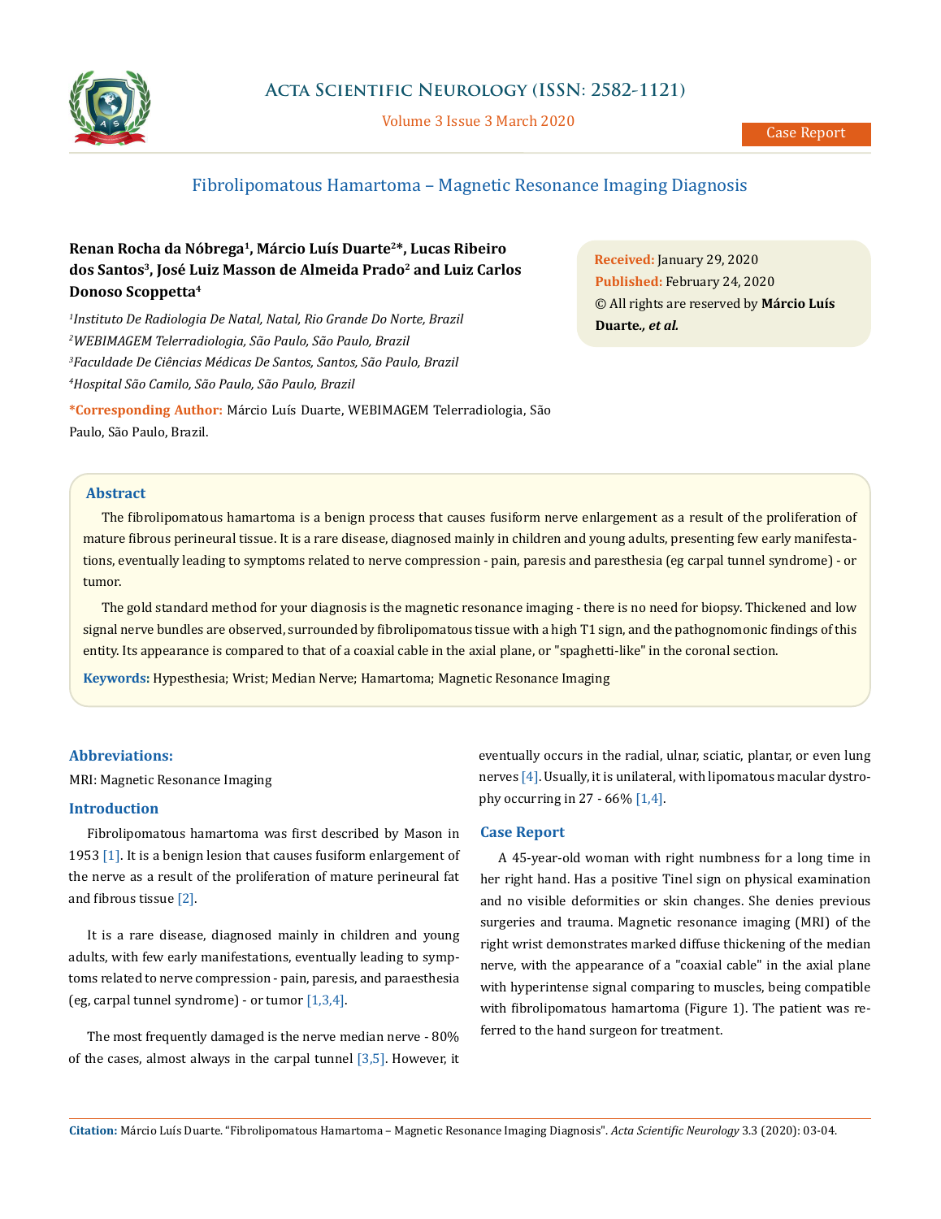# Fibrolipomatous Hamartoma – Magnetic Resonance Imaging Diagnosis

**Renan Rocha da Nóbrega[1], Márcio Luís Duarte[2]*, Lucas Ribeiro dos Santos[3], José Luiz Masson de Almeida Prado[2] and Luiz Carlos Donoso Scoppetta[4]**

[1]*Instituto De Radiologia De Natal, Natal, Rio Grande Do Norte, Brazil*

[2]*WEBIMAGEM Telerradiologia, São Paulo, São Paulo, Brazil*

[3]*Faculdade De Ciências Médicas De Santos, Santos, São Paulo, Brazil*

[4]*Hospital São Camilo, São Paulo, São Paulo, Brazil*

**\*Corresponding Author:** Márcio Luís Duarte, WEBIMAGEM Telerradiologia, São Paulo, São Paulo, Brazil.

**Received:** January 29, 2020
**Published:** February 24, 2020
© All rights are reserved by **Márcio Luís Duarte., *et al.***

## Abstract

The fibrolipomatous hamartoma is a benign process that causes fusiform nerve enlargement as a result of the proliferation of mature fibrous perineural tissue. It is a rare disease, diagnosed mainly in children and young adults, presenting few early manifestations, eventually leading to symptoms related to nerve compression - pain, paresis and paresthesia (eg carpal tunnel syndrome) - or tumor.

The gold standard method for your diagnosis is the magnetic resonance imaging - there is no need for biopsy. Thickened and low signal nerve bundles are observed, surrounded by fibrolipomatous tissue with a high T1 sign, and the pathognomonic findings of this entity. Its appearance is compared to that of a coaxial cable in the axial plane, or "spaghetti-like" in the coronal section.

**Keywords:** Hypesthesia; Wrist; Median Nerve; Hamartoma; Magnetic Resonance Imaging

## Abbreviations:

MRI: Magnetic Resonance Imaging

## Introduction

Fibrolipomatous hamartoma was first described by Mason in 1953 [1]. It is a benign lesion that causes fusiform enlargement of the nerve as a result of the proliferation of mature perineural fat and fibrous tissue [2].

It is a rare disease, diagnosed mainly in children and young adults, with few early manifestations, eventually leading to symptoms related to nerve compression - pain, paresis, and paraesthesia (eg, carpal tunnel syndrome) - or tumor [1,3,4].

The most frequently damaged is the nerve median nerve - 80% of the cases, almost always in the carpal tunnel [3,5]. However, it eventually occurs in the radial, ulnar, sciatic, plantar, or even lung nerves [4]. Usually, it is unilateral, with lipomatous macular dystrophy occurring in 27 - 66% [1,4].

## Case Report

A 45-year-old woman with right numbness for a long time in her right hand. Has a positive Tinel sign on physical examination and no visible deformities or skin changes. She denies previous surgeries and trauma. Magnetic resonance imaging (MRI) of the right wrist demonstrates marked diffuse thickening of the median nerve, with the appearance of a "coaxial cable" in the axial plane with hyperintense signal comparing to muscles, being compatible with fibrolipomatous hamartoma (Figure 1). The patient was referred to the hand surgeon for treatment.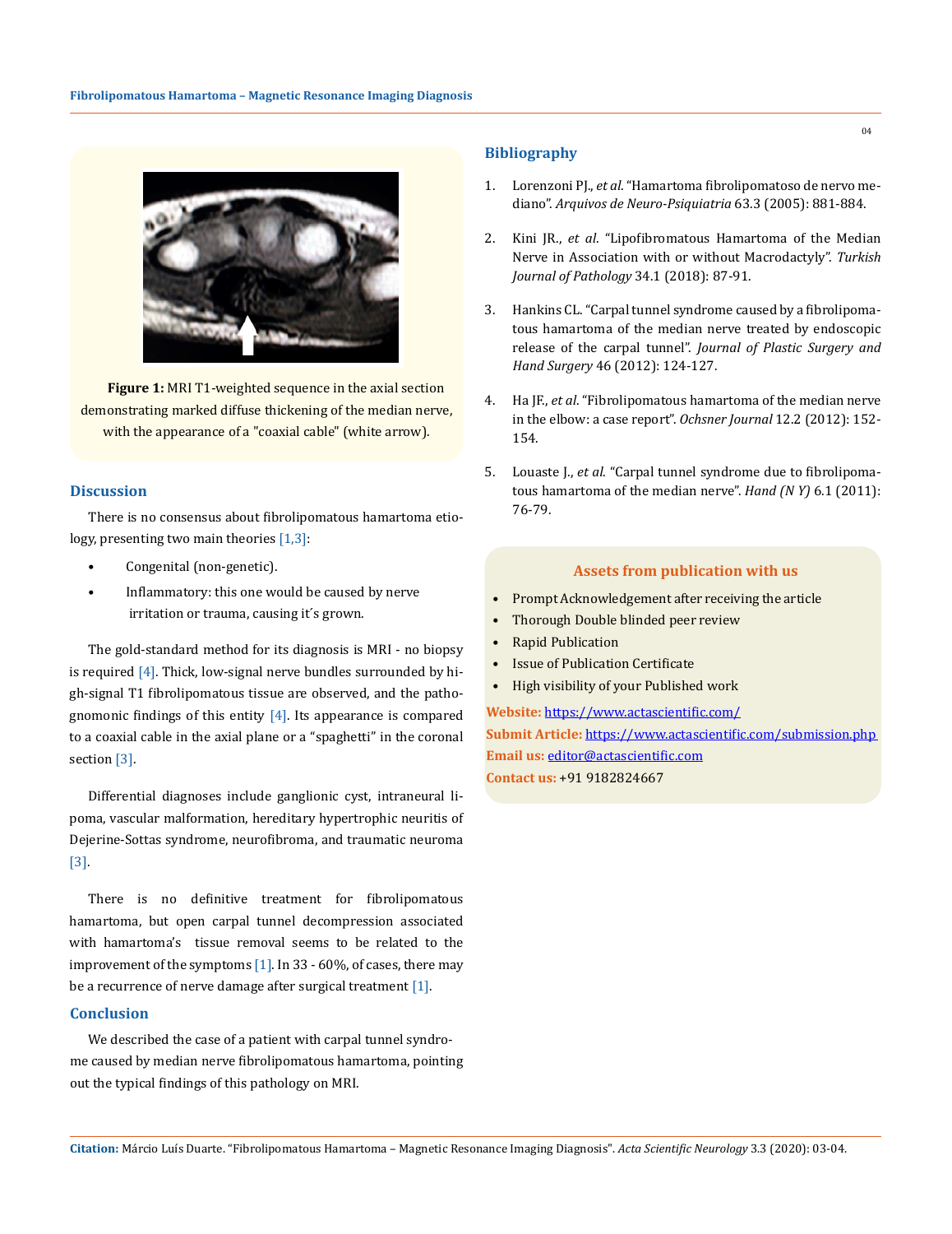**Figure 1:** MRI T1-weighted sequence in the axial section demonstrating marked diffuse thickening of the median nerve, with the appearance of a "coaxial cable" (white arrow).

## Discussion

There is no consensus about fibrolipomatous hamartoma etiology, presenting two main theories [1,3]:

- Congenital (non-genetic).
- Inflammatory: this one would be caused by nerve irritation or trauma, causing it´s grown.

The gold-standard method for its diagnosis is MRI - no biopsy is required [4]. Thick, low-signal nerve bundles surrounded by high-signal T1 fibrolipomatous tissue are observed, and the pathognomonic findings of this entity [4]. Its appearance is compared to a coaxial cable in the axial plane or a "spaghetti" in the coronal section [3].

Differential diagnoses include ganglionic cyst, intraneural lipoma, vascular malformation, hereditary hypertrophic neuritis of Dejerine-Sottas syndrome, neurofibroma, and traumatic neuroma [3].

There is no definitive treatment for fibrolipomatous hamartoma, but open carpal tunnel decompression associated with hamartoma's tissue removal seems to be related to the improvement of the symptoms [1]. In 33 - 60%, of cases, there may be a recurrence of nerve damage after surgical treatment [1].

## Conclusion

We described the case of a patient with carpal tunnel syndrome caused by median nerve fibrolipomatous hamartoma, pointing out the typical findings of this pathology on MRI.

## Bibliography

1. Lorenzoni PJ., *et al.* "Hamartoma fibrolipomatoso de nervo mediano". *Arquivos de Neuro-Psiquiatria* 63.3 (2005): 881-884.
2. Kini JR., *et al.* "Lipofibromatous Hamartoma of the Median Nerve in Association with or without Macrodactyly". *Turkish Journal of Pathology* 34.1 (2018): 87-91.
3. Hankins CL. "Carpal tunnel syndrome caused by a fibrolipomatous hamartoma of the median nerve treated by endoscopic release of the carpal tunnel". *Journal of Plastic Surgery and Hand Surgery* 46 (2012): 124-127.
4. Ha JF., *et al.* "Fibrolipomatous hamartoma of the median nerve in the elbow: a case report". *Ochsner Journal* 12.2 (2012): 152-154.
5. Louaste J., *et al.* "Carpal tunnel syndrome due to fibrolipomatous hamartoma of the median nerve". *Hand (N Y)* 6.1 (2011): 76-79.

### Assets from publication with us

- Prompt Acknowledgement after receiving the article
- Thorough Double blinded peer review
- Rapid Publication
- Issue of Publication Certificate
- High visibility of your Published work

**Website:** https://www.actascientific.com/
**Submit Article:** https://www.actascientific.com/submission.php
**Email us:** editor@actascientific.com
**Contact us:** +91 9182824667

**Citation:** Márcio Luís Duarte. "Fibrolipomatous Hamartoma – Magnetic Resonance Imaging Diagnosis". *Acta Scientific Neurology* 3.3 (2020): 03-04.